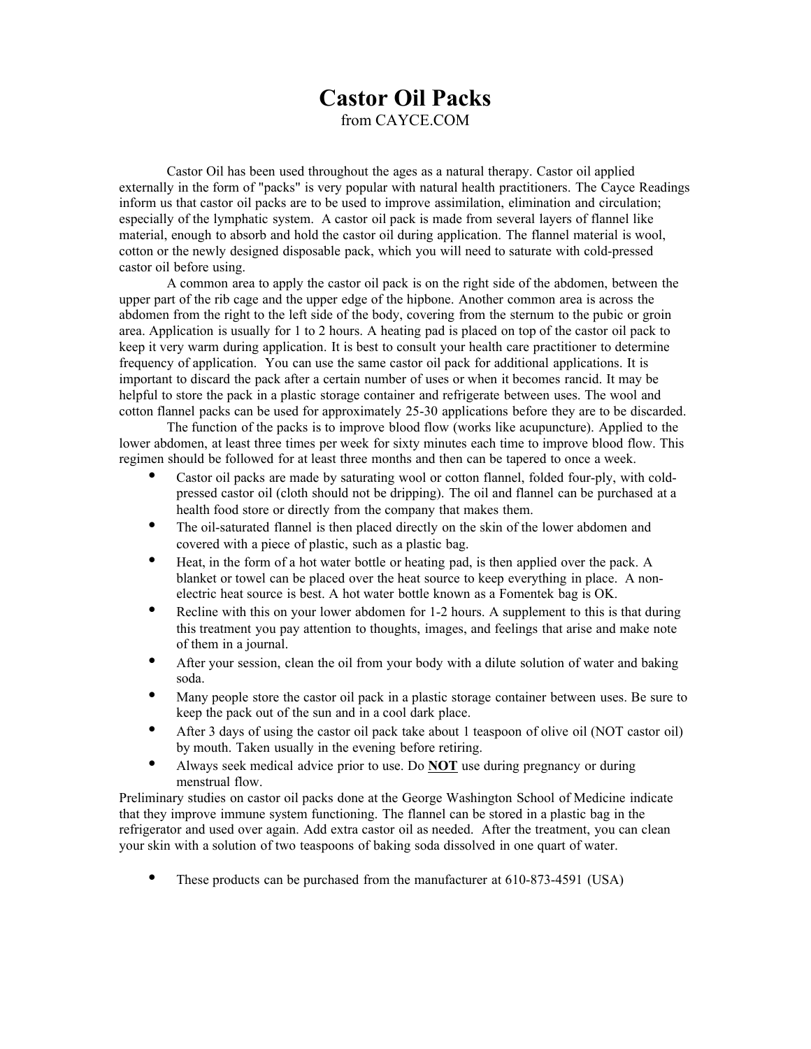# Castor Oil Packs

from CAYCE.COM

Castor Oil has been used throughout the ages as a natural therapy. Castor oil applied externally in the form of "packs" is very popular with natural health practitioners. The Cayce Readings inform us that castor oil packs are to be used to improve assimilation, elimination and circulation; especially of the lymphatic system. A castor oil pack is made from several layers of flannel like material, enough to absorb and hold the castor oil during application. The flannel material is wool, cotton or the newly designed disposable pack, which you will need to saturate with cold-pressed castor oil before using.

A common area to apply the castor oil pack is on the right side of the abdomen, between the upper part of the rib cage and the upper edge of the hipbone. Another common area is across the abdomen from the right to the left side of the body, covering from the sternum to the pubic or groin area. Application is usually for 1 to 2 hours. A heating pad is placed on top of the castor oil pack to keep it very warm during application. It is best to consult your health care practitioner to determine frequency of application. You can use the same castor oil pack for additional applications. It is important to discard the pack after a certain number of uses or when it becomes rancid. It may be helpful to store the pack in a plastic storage container and refrigerate between uses. The wool and cotton flannel packs can be used for approximately 25-30 applications before they are to be discarded.

The function of the packs is to improve blood flow (works like acupuncture). Applied to the lower abdomen, at least three times per week for sixty minutes each time to improve blood flow. This regimen should be followed for at least three months and then can be tapered to once a week.

- Castor oil packs are made by saturating wool or cotton flannel, folded four-ply, with cold-pressed castor oil (cloth should not be dripping). The oil and flannel can be purchased at a health food store or directly from the company that makes them.
- The oil-saturated flannel is then placed directly on the skin of the lower abdomen and covered with a piece of plastic, such as a plastic bag.
- Heat, in the form of a hot water bottle or heating pad, is then applied over the pack. A blanket or towel can be placed over the heat source to keep everything in place. A non-electric heat source is best. A hot water bottle known as a Fomentek bag is OK.
- Recline with this on your lower abdomen for 1-2 hours. A supplement to this is that during this treatment you pay attention to thoughts, images, and feelings that arise and make note of them in a journal.
- After your session, clean the oil from your body with a dilute solution of water and baking soda.
- Many people store the castor oil pack in a plastic storage container between uses. Be sure to keep the pack out of the sun and in a cool dark place.
- After 3 days of using the castor oil pack take about 1 teaspoon of olive oil (NOT castor oil) by mouth. Taken usually in the evening before retiring.
- Always seek medical advice prior to use. Do **<u>NOT</u>** use during pregnancy or during menstrual flow.

Preliminary studies on castor oil packs done at the George Washington School of Medicine indicate that they improve immune system functioning. The flannel can be stored in a plastic bag in the refrigerator and used over again. Add extra castor oil as needed. After the treatment, you can clean your skin with a solution of two teaspoons of baking soda dissolved in one quart of water.

- These products can be purchased from the manufacturer at 610-873-4591 (USA)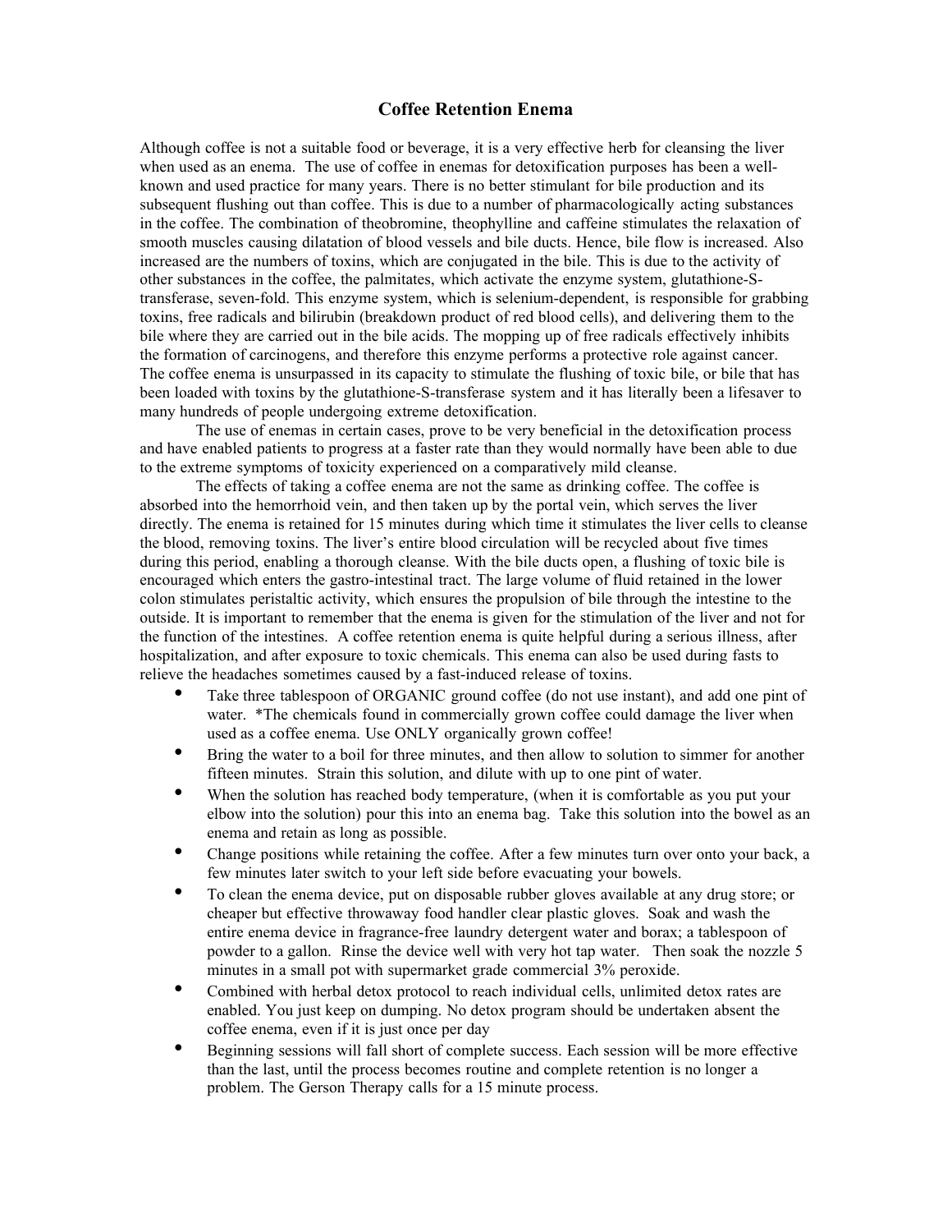# Coffee Retention Enema

Although coffee is not a suitable food or beverage, it is a very effective herb for cleansing the liver when used as an enema. The use of coffee in enemas for detoxification purposes has been a well-known and used practice for many years. There is no better stimulant for bile production and its subsequent flushing out than coffee. This is due to a number of pharmacologically acting substances in the coffee. The combination of theobromine, theophylline and caffeine stimulates the relaxation of smooth muscles causing dilatation of blood vessels and bile ducts. Hence, bile flow is increased. Also increased are the numbers of toxins, which are conjugated in the bile. This is due to the activity of other substances in the coffee, the palmitates, which activate the enzyme system, glutathione-S-transferase, seven-fold. This enzyme system, which is selenium-dependent, is responsible for grabbing toxins, free radicals and bilirubin (breakdown product of red blood cells), and delivering them to the bile where they are carried out in the bile acids. The mopping up of free radicals effectively inhibits the formation of carcinogens, and therefore this enzyme performs a protective role against cancer. The coffee enema is unsurpassed in its capacity to stimulate the flushing of toxic bile, or bile that has been loaded with toxins by the glutathione-S-transferase system and it has literally been a lifesaver to many hundreds of people undergoing extreme detoxification.

The use of enemas in certain cases, prove to be very beneficial in the detoxification process and have enabled patients to progress at a faster rate than they would normally have been able to due to the extreme symptoms of toxicity experienced on a comparatively mild cleanse.

The effects of taking a coffee enema are not the same as drinking coffee. The coffee is absorbed into the hemorrhoid vein, and then taken up by the portal vein, which serves the liver directly. The enema is retained for 15 minutes during which time it stimulates the liver cells to cleanse the blood, removing toxins. The liver's entire blood circulation will be recycled about five times during this period, enabling a thorough cleanse. With the bile ducts open, a flushing of toxic bile is encouraged which enters the gastro-intestinal tract. The large volume of fluid retained in the lower colon stimulates peristaltic activity, which ensures the propulsion of bile through the intestine to the outside. It is important to remember that the enema is given for the stimulation of the liver and not for the function of the intestines. A coffee retention enema is quite helpful during a serious illness, after hospitalization, and after exposure to toxic chemicals. This enema can also be used during fasts to relieve the headaches sometimes caused by a fast-induced release of toxins.

- Take three tablespoon of ORGANIC ground coffee (do not use instant), and add one pint of water. *The chemicals found in commercially grown coffee could damage the liver when used as a coffee enema. Use ONLY organically grown coffee!
- Bring the water to a boil for three minutes, and then allow to solution to simmer for another fifteen minutes. Strain this solution, and dilute with up to one pint of water.
- When the solution has reached body temperature, (when it is comfortable as you put your elbow into the solution) pour this into an enema bag. Take this solution into the bowel as an enema and retain as long as possible.
- Change positions while retaining the coffee. After a few minutes turn over onto your back, a few minutes later switch to your left side before evacuating your bowels.
- To clean the enema device, put on disposable rubber gloves available at any drug store; or cheaper but effective throwaway food handler clear plastic gloves. Soak and wash the entire enema device in fragrance-free laundry detergent water and borax; a tablespoon of powder to a gallon. Rinse the device well with very hot tap water. Then soak the nozzle 5 minutes in a small pot with supermarket grade commercial 3% peroxide.
- Combined with herbal detox protocol to reach individual cells, unlimited detox rates are enabled. You just keep on dumping. No detox program should be undertaken absent the coffee enema, even if it is just once per day
- Beginning sessions will fall short of complete success. Each session will be more effective than the last, until the process becomes routine and complete retention is no longer a problem. The Gerson Therapy calls for a 15 minute process.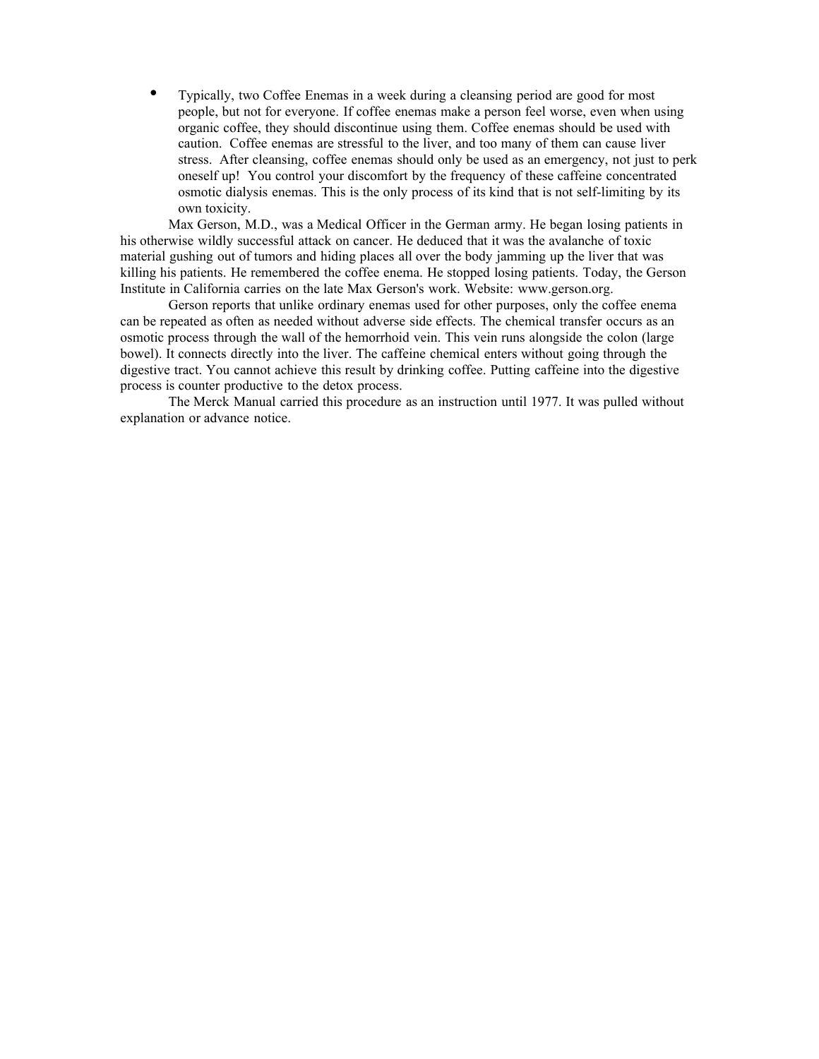- Typically, two Coffee Enemas in a week during a cleansing period are good for most people, but not for everyone. If coffee enemas make a person feel worse, even when using organic coffee, they should discontinue using them. Coffee enemas should be used with caution. Coffee enemas are stressful to the liver, and too many of them can cause liver stress. After cleansing, coffee enemas should only be used as an emergency, not just to perk oneself up! You control your discomfort by the frequency of these caffeine concentrated osmotic dialysis enemas. This is the only process of its kind that is not self-limiting by its own toxicity.

Max Gerson, M.D., was a Medical Officer in the German army. He began losing patients in his otherwise wildly successful attack on cancer. He deduced that it was the avalanche of toxic material gushing out of tumors and hiding places all over the body jamming up the liver that was killing his patients. He remembered the coffee enema. He stopped losing patients. Today, the Gerson Institute in California carries on the late Max Gerson's work. Website: www.gerson.org.

Gerson reports that unlike ordinary enemas used for other purposes, only the coffee enema can be repeated as often as needed without adverse side effects. The chemical transfer occurs as an osmotic process through the wall of the hemorrhoid vein. This vein runs alongside the colon (large bowel). It connects directly into the liver. The caffeine chemical enters without going through the digestive tract. You cannot achieve this result by drinking coffee. Putting caffeine into the digestive process is counter productive to the detox process.

The Merck Manual carried this procedure as an instruction until 1977. It was pulled without explanation or advance notice.